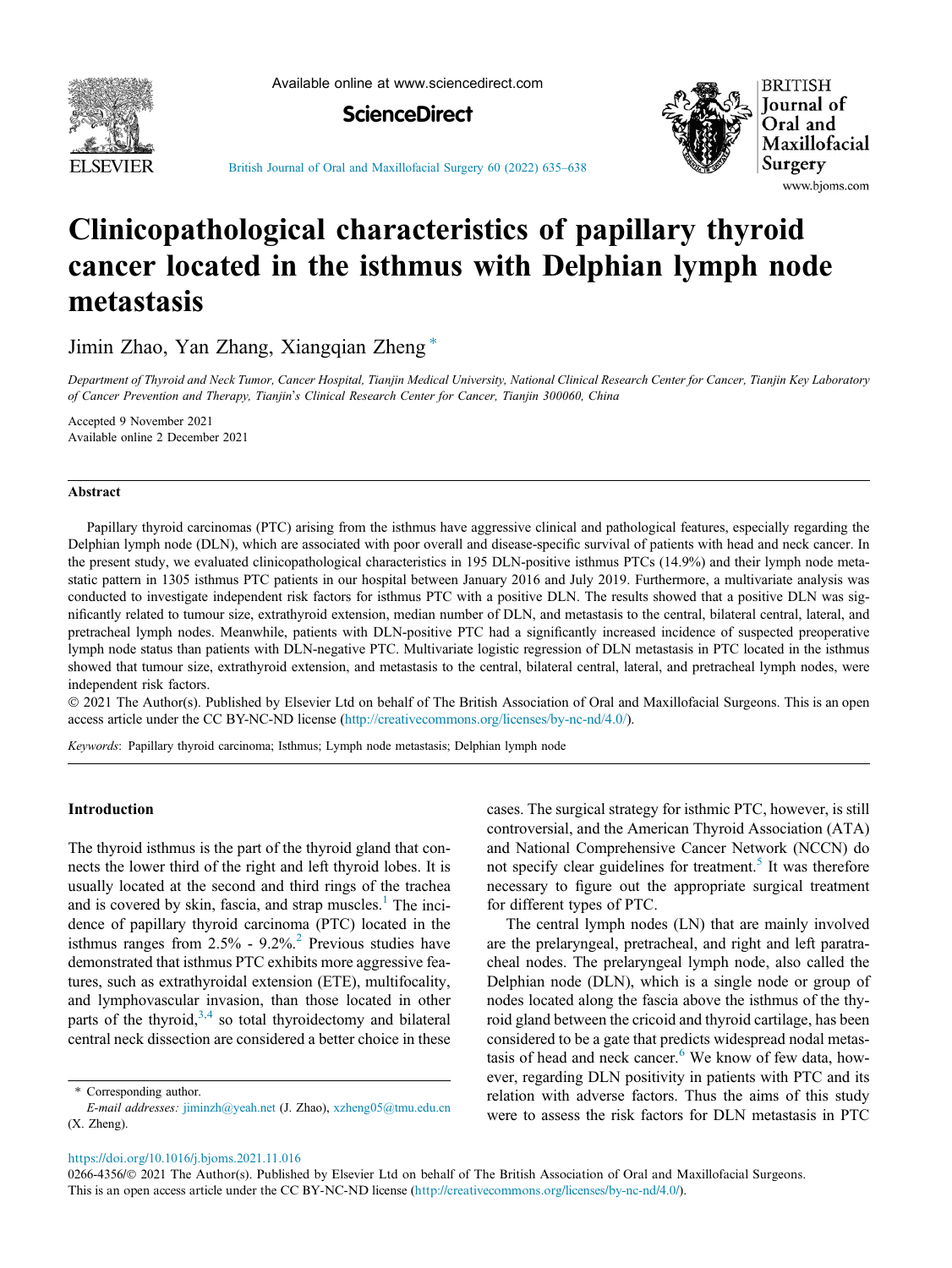# Clinicopathological characteristics of papillary thyroid cancer located in the isthmus with Delphian lymph node metastasis

Jimin Zhao, Yan Zhang, Xiangqian Zheng *

*Department of Thyroid and Neck Tumor, Cancer Hospital, Tianjin Medical University, National Clinical Research Center for Cancer, Tianjin Key Laboratory of Cancer Prevention and Therapy, Tianjin's Clinical Research Center for Cancer, Tianjin 300060, China*

Accepted 9 November 2021
Available online 2 December 2021

## Abstract

Papillary thyroid carcinomas (PTC) arising from the isthmus have aggressive clinical and pathological features, especially regarding the Delphian lymph node (DLN), which are associated with poor overall and disease-specific survival of patients with head and neck cancer. In the present study, we evaluated clinicopathological characteristics in 195 DLN-positive isthmus PTCs (14.9%) and their lymph node metastatic pattern in 1305 isthmus PTC patients in our hospital between January 2016 and July 2019. Furthermore, a multivariate analysis was conducted to investigate independent risk factors for isthmus PTC with a positive DLN. The results showed that a positive DLN was significantly related to tumour size, extrathyroid extension, median number of DLN, and metastasis to the central, bilateral central, lateral, and pretracheal lymph nodes. Meanwhile, patients with DLN-positive PTC had a significantly increased incidence of suspected preoperative lymph node status than patients with DLN-negative PTC. Multivariate logistic regression of DLN metastasis in PTC located in the isthmus showed that tumour size, extrathyroid extension, and metastasis to the central, bilateral central, lateral, and pretracheal lymph nodes, were independent risk factors.

© 2021 The Author(s). Published by Elsevier Ltd on behalf of The British Association of Oral and Maxillofacial Surgeons. This is an open access article under the CC BY-NC-ND license (http://creativecommons.org/licenses/by-nc-nd/4.0/).

*Keywords*: Papillary thyroid carcinoma; Isthmus; Lymph node metastasis; Delphian lymph node

## Introduction

The thyroid isthmus is the part of the thyroid gland that connects the lower third of the right and left thyroid lobes. It is usually located at the second and third rings of the trachea and is covered by skin, fascia, and strap muscles.[1] The incidence of papillary thyroid carcinoma (PTC) located in the isthmus ranges from 2.5% - 9.2%.[2] Previous studies have demonstrated that isthmus PTC exhibits more aggressive features, such as extrathyroidal extension (ETE), multifocality, and lymphovascular invasion, than those located in other parts of the thyroid,[3,4] so total thyroidectomy and bilateral central neck dissection are considered a better choice in these cases. The surgical strategy for isthmic PTC, however, is still controversial, and the American Thyroid Association (ATA) and National Comprehensive Cancer Network (NCCN) do not specify clear guidelines for treatment.[5] It was therefore necessary to figure out the appropriate surgical treatment for different types of PTC.

The central lymph nodes (LN) that are mainly involved are the prelaryngeal, pretracheal, and right and left paratracheal nodes. The prelaryngeal lymph node, also called the Delphian node (DLN), which is a single node or group of nodes located along the fascia above the isthmus of the thyroid gland between the cricoid and thyroid cartilage, has been considered to be a gate that predicts widespread nodal metastasis of head and neck cancer.[6] We know of few data, however, regarding DLN positivity in patients with PTC and its relation with adverse factors. Thus the aims of this study were to assess the risk factors for DLN metastasis in PTC

* Corresponding author.
*E-mail addresses:* jiminzh@yeah.net (J. Zhao), xzheng05@tmu.edu.cn (X. Zheng).

https://doi.org/10.1016/j.bjoms.2021.11.016
0266-4356/© 2021 The Author(s). Published by Elsevier Ltd on behalf of The British Association of Oral and Maxillofacial Surgeons.
This is an open access article under the CC BY-NC-ND license (http://creativecommons.org/licenses/by-nc-nd/4.0/).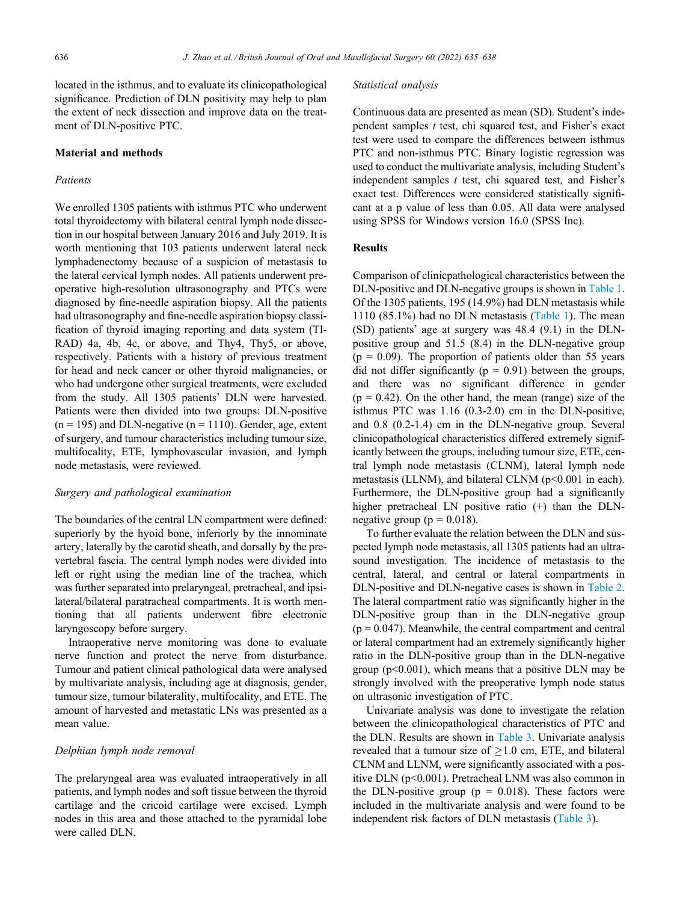located in the isthmus, and to evaluate its clinicopathological significance. Prediction of DLN positivity may help to plan the extent of neck dissection and improve data on the treatment of DLN-positive PTC.

## Material and methods

### *Patients*

We enrolled 1305 patients with isthmus PTC who underwent total thyroidectomy with bilateral central lymph node dissection in our hospital between January 2016 and July 2019. It is worth mentioning that 103 patients underwent lateral neck lymphadenectomy because of a suspicion of metastasis to the lateral cervical lymph nodes. All patients underwent preoperative high-resolution ultrasonography and PTCs were diagnosed by fine-needle aspiration biopsy. All the patients had ultrasonography and fine-needle aspiration biopsy classification of thyroid imaging reporting and data system (TI-RAD) 4a, 4b, 4c, or above, and Thy4, Thy5, or above, respectively. Patients with a history of previous treatment for head and neck cancer or other thyroid malignancies, or who had undergone other surgical treatments, were excluded from the study. All 1305 patients' DLN were harvested. Patients were then divided into two groups: DLN-positive (n = 195) and DLN-negative (n = 1110). Gender, age, extent of surgery, and tumour characteristics including tumour size, multifocality, ETE, lymphovascular invasion, and lymph node metastasis, were reviewed.

### *Surgery and pathological examination*

The boundaries of the central LN compartment were defined: superiorly by the hyoid bone, inferiorly by the innominate artery, laterally by the carotid sheath, and dorsally by the prevertebral fascia. The central lymph nodes were divided into left or right using the median line of the trachea, which was further separated into prelaryngeal, pretracheal, and ipsilateral/bilateral paratracheal compartments. It is worth mentioning that all patients underwent fibre electronic laryngoscopy before surgery.

Intraoperative nerve monitoring was done to evaluate nerve function and protect the nerve from disturbance. Tumour and patient clinical pathological data were analysed by multivariate analysis, including age at diagnosis, gender, tumour size, tumour bilaterality, multifocality, and ETE. The amount of harvested and metastatic LNs was presented as a mean value.

### *Delphian lymph node removal*

The prelaryngeal area was evaluated intraoperatively in all patients, and lymph nodes and soft tissue between the thyroid cartilage and the cricoid cartilage were excised. Lymph nodes in this area and those attached to the pyramidal lobe were called DLN.

### *Statistical analysis*

Continuous data are presented as mean (SD). Student's independent samples *t* test, chi squared test, and Fisher's exact test were used to compare the differences between isthmus PTC and non-isthmus PTC. Binary logistic regression was used to conduct the multivariate analysis, including Student's independent samples *t* test, chi squared test, and Fisher's exact test. Differences were considered statistically significant at a p value of less than 0.05. All data were analysed using SPSS for Windows version 16.0 (SPSS Inc).

## Results

Comparison of clinicpathological characteristics between the DLN-positive and DLN-negative groups is shown in Table 1. Of the 1305 patients, 195 (14.9%) had DLN metastasis while 1110 (85.1%) had no DLN metastasis (Table 1). The mean (SD) patients' age at surgery was 48.4 (9.1) in the DLN-positive group and 51.5 (8.4) in the DLN-negative group ($p = 0.09$). The proportion of patients older than 55 years did not differ significantly ($p = 0.91$) between the groups, and there was no significant difference in gender ($p = 0.42$). On the other hand, the mean (range) size of the isthmus PTC was 1.16 (0.3-2.0) cm in the DLN-positive, and 0.8 (0.2-1.4) cm in the DLN-negative group. Several clinicopathological characteristics differed extremely significantly between the groups, including tumour size, ETE, central lymph node metastasis (CLNM), lateral lymph node metastasis (LLNM), and bilateral CLNM ($p<0.001$ in each). Furthermore, the DLN-positive group had a significantly higher pretracheal LN positive ratio (+) than the DLN-negative group ($p = 0.018$).

To further evaluate the relation between the DLN and suspected lymph node metastasis, all 1305 patients had an ultrasound investigation. The incidence of metastasis to the central, lateral, and central or lateral compartments in DLN-positive and DLN-negative cases is shown in Table 2. The lateral compartment ratio was significantly higher in the DLN-positive group than in the DLN-negative group ($p = 0.047$). Meanwhile, the central compartment and central or lateral compartment had an extremely significantly higher ratio in the DLN-positive group than in the DLN-negative group ($p<0.001$), which means that a positive DLN may be strongly involved with the preoperative lymph node status on ultrasonic investigation of PTC.

Univariate analysis was done to investigate the relation between the clinicopathological characteristics of PTC and the DLN. Results are shown in Table 3. Univariate analysis revealed that a tumour size of $\geq$1.0 cm, ETE, and bilateral CLNM and LLNM, were significantly associated with a positive DLN ($p<0.001$). Pretracheal LNM was also common in the DLN-positive group ($p = 0.018$). These factors were included in the multivariate analysis and were found to be independent risk factors of DLN metastasis (Table 3).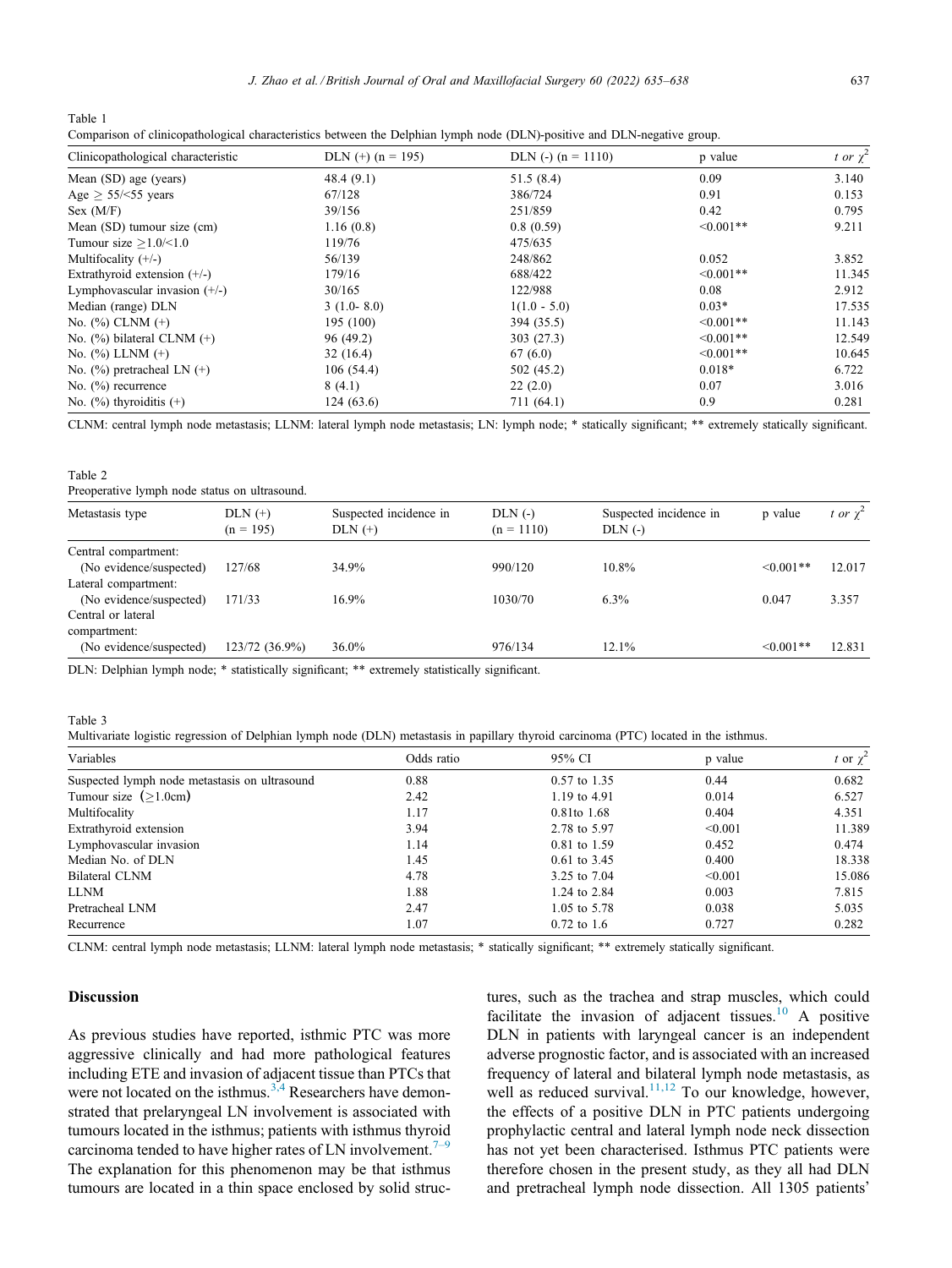Table 1

Comparison of clinicopathological characteristics between the Delphian lymph node (DLN)-positive and DLN-negative group.

| Clinicopathological characteristic | DLN (+) (n = 195) | DLN (-) (n = 1110) | p value | *t or* $\chi^2$ |
|---|---|---|---|---|
| Mean (SD) age (years) | 48.4 (9.1) | 51.5 (8.4) | 0.09 | 3.140 |
| Age ≥ 55/<55 years | 67/128 | 386/724 | 0.91 | 0.153 |
| Sex (M/F) | 39/156 | 251/859 | 0.42 | 0.795 |
| Mean (SD) tumour size (cm) | 1.16 (0.8) | 0.8 (0.59) | <0.001** | 9.211 |
| Tumour size ≥1.0/<1.0 | 119/76 | 475/635 | | |
| Multifocality (+/-) | 56/139 | 248/862 | 0.052 | 3.852 |
| Extrathyroid extension (+/-) | 179/16 | 688/422 | <0.001** | 11.345 |
| Lymphovascular invasion (+/-) | 30/165 | 122/988 | 0.08 | 2.912 |
| Median (range) DLN | 3 (1.0- 8.0) | 1(1.0 - 5.0) | 0.03* | 17.535 |
| No. (%) CLNM (+) | 195 (100) | 394 (35.5) | <0.001** | 11.143 |
| No. (%) bilateral CLNM (+) | 96 (49.2) | 303 (27.3) | <0.001** | 12.549 |
| No. (%) LLNM (+) | 32 (16.4) | 67 (6.0) | <0.001** | 10.645 |
| No. (%) pretracheal LN (+) | 106 (54.4) | 502 (45.2) | 0.018* | 6.722 |
| No. (%) recurrence | 8 (4.1) | 22 (2.0) | 0.07 | 3.016 |
| No. (%) thyroiditis (+) | 124 (63.6) | 711 (64.1) | 0.9 | 0.281 |

CLNM: central lymph node metastasis; LLNM: lateral lymph node metastasis; LN: lymph node; * statically significant; ** extremely statically significant.

Table 2

Preoperative lymph node status on ultrasound.

| Metastasis type | DLN (+) (n = 195) | Suspected incidence in DLN (+) | DLN (-) (n = 1110) | Suspected incidence in DLN (-) | p value | *t or* $\chi^2$ |
|---|---|---|---|---|---|---|
| Central compartment: | | | | | | |
| (No evidence/suspected) | 127/68 | 34.9% | 990/120 | 10.8% | <0.001** | 12.017 |
| Lateral compartment: | | | | | | |
| (No evidence/suspected) | 171/33 | 16.9% | 1030/70 | 6.3% | 0.047 | 3.357 |
| Central or lateral compartment: | | | | | | |
| (No evidence/suspected) | 123/72 (36.9%) | 36.0% | 976/134 | 12.1% | <0.001** | 12.831 |

DLN: Delphian lymph node; * statistically significant; ** extremely statistically significant.

Table 3

Multivariate logistic regression of Delphian lymph node (DLN) metastasis in papillary thyroid carcinoma (PTC) located in the isthmus.

| Variables | Odds ratio | 95% CI | p value | t or $\chi^2$ |
|---|---|---|---|---|
| Suspected lymph node metastasis on ultrasound | 0.88 | 0.57 to 1.35 | 0.44 | 0.682 |
| Tumour size (≥1.0cm) | 2.42 | 1.19 to 4.91 | 0.014 | 6.527 |
| Multifocality | 1.17 | 0.81to 1.68 | 0.404 | 4.351 |
| Extrathyroid extension | 3.94 | 2.78 to 5.97 | <0.001 | 11.389 |
| Lymphovascular invasion | 1.14 | 0.81 to 1.59 | 0.452 | 0.474 |
| Median No. of DLN | 1.45 | 0.61 to 3.45 | 0.400 | 18.338 |
| Bilateral CLNM | 4.78 | 3.25 to 7.04 | <0.001 | 15.086 |
| LLNM | 1.88 | 1.24 to 2.84 | 0.003 | 7.815 |
| Pretracheal LNM | 2.47 | 1.05 to 5.78 | 0.038 | 5.035 |
| Recurrence | 1.07 | 0.72 to 1.6 | 0.727 | 0.282 |

CLNM: central lymph node metastasis; LLNM: lateral lymph node metastasis; * statically significant; ** extremely statically significant.

## Discussion

As previous studies have reported, isthmic PTC was more aggressive clinically and had more pathological features including ETE and invasion of adjacent tissue than PTCs that were not located on the isthmus.[3,4] Researchers have demonstrated that prelaryngeal LN involvement is associated with tumours located in the isthmus; patients with isthmus thyroid carcinoma tended to have higher rates of LN involvement.[7–9] The explanation for this phenomenon may be that isthmus tumours are located in a thin space enclosed by solid structures, such as the trachea and strap muscles, which could facilitate the invasion of adjacent tissues.[10] A positive DLN in patients with laryngeal cancer is an independent adverse prognostic factor, and is associated with an increased frequency of lateral and bilateral lymph node metastasis, as well as reduced survival.[11,12] To our knowledge, however, the effects of a positive DLN in PTC patients undergoing prophylactic central and lateral lymph node neck dissection has not yet been characterised. Isthmus PTC patients were therefore chosen in the present study, as they all had DLN and pretracheal lymph node dissection. All 1305 patients'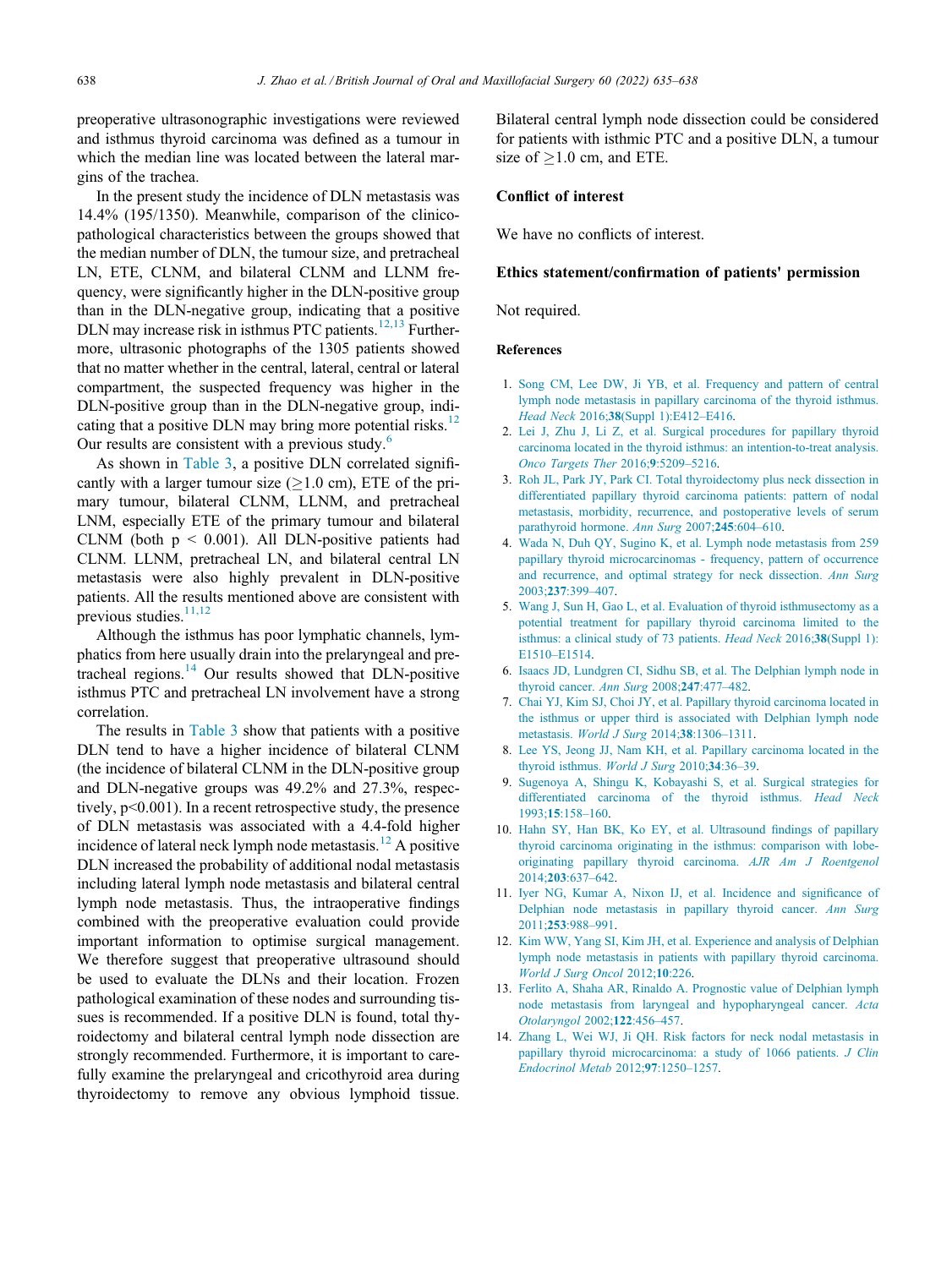preoperative ultrasonographic investigations were reviewed and isthmus thyroid carcinoma was defined as a tumour in which the median line was located between the lateral margins of the trachea.

In the present study the incidence of DLN metastasis was 14.4% (195/1350). Meanwhile, comparison of the clinicopathological characteristics between the groups showed that the median number of DLN, the tumour size, and pretracheal LN, ETE, CLNM, and bilateral CLNM and LLNM frequency, were significantly higher in the DLN-positive group than in the DLN-negative group, indicating that a positive DLN may increase risk in isthmus PTC patients.[12,13] Furthermore, ultrasonic photographs of the 1305 patients showed that no matter whether in the central, lateral, central or lateral compartment, the suspected frequency was higher in the DLN-positive group than in the DLN-negative group, indicating that a positive DLN may bring more potential risks.[12] Our results are consistent with a previous study.[6]

As shown in Table 3, a positive DLN correlated significantly with a larger tumour size ($\geq$1.0 cm), ETE of the primary tumour, bilateral CLNM, LLNM, and pretracheal LNM, especially ETE of the primary tumour and bilateral CLNM (both $p < 0.001$). All DLN-positive patients had CLNM. LLNM, pretracheal LN, and bilateral central LN metastasis were also highly prevalent in DLN-positive patients. All the results mentioned above are consistent with previous studies.[11,12]

Although the isthmus has poor lymphatic channels, lymphatics from here usually drain into the prelaryngeal and pretracheal regions.[14] Our results showed that DLN-positive isthmus PTC and pretracheal LN involvement have a strong correlation.

The results in Table 3 show that patients with a positive DLN tend to have a higher incidence of bilateral CLNM (the incidence of bilateral CLNM in the DLN-positive group and DLN-negative groups was 49.2% and 27.3%, respectively, $p<0.001$). In a recent retrospective study, the presence of DLN metastasis was associated with a 4.4-fold higher incidence of lateral neck lymph node metastasis.[12] A positive DLN increased the probability of additional nodal metastasis including lateral lymph node metastasis and bilateral central lymph node metastasis. Thus, the intraoperative findings combined with the preoperative evaluation could provide important information to optimise surgical management. We therefore suggest that preoperative ultrasound should be used to evaluate the DLNs and their location. Frozen pathological examination of these nodes and surrounding tissues is recommended. If a positive DLN is found, total thyroidectomy and bilateral central lymph node dissection are strongly recommended. Furthermore, it is important to carefully examine the prelaryngeal and cricothyroid area during thyroidectomy to remove any obvious lymphoid tissue. Bilateral central lymph node dissection could be considered for patients with isthmic PTC and a positive DLN, a tumour size of $\geq$1.0 cm, and ETE.

## Conflict of interest

We have no conflicts of interest.

## Ethics statement/confirmation of patients' permission

Not required.

## References

1. Song CM, Lee DW, Ji YB, et al. Frequency and pattern of central lymph node metastasis in papillary carcinoma of the thyroid isthmus. *Head Neck* 2016;**38**(Suppl 1):E412–E416.
2. Lei J, Zhu J, Li Z, et al. Surgical procedures for papillary thyroid carcinoma located in the thyroid isthmus: an intention-to-treat analysis. *Onco Targets Ther* 2016;**9**:5209–5216.
3. Roh JL, Park JY, Park CI. Total thyroidectomy plus neck dissection in differentiated papillary thyroid carcinoma patients: pattern of nodal metastasis, morbidity, recurrence, and postoperative levels of serum parathyroid hormone. *Ann Surg* 2007;**245**:604–610.
4. Wada N, Duh QY, Sugino K, et al. Lymph node metastasis from 259 papillary thyroid microcarcinomas - frequency, pattern of occurrence and recurrence, and optimal strategy for neck dissection. *Ann Surg* 2003;**237**:399–407.
5. Wang J, Sun H, Gao L, et al. Evaluation of thyroid isthmusectomy as a potential treatment for papillary thyroid carcinoma limited to the isthmus: a clinical study of 73 patients. *Head Neck* 2016;**38**(Suppl 1): E1510–E1514.
6. Isaacs JD, Lundgren CI, Sidhu SB, et al. The Delphian lymph node in thyroid cancer. *Ann Surg* 2008;**247**:477–482.
7. Chai YJ, Kim SJ, Choi JY, et al. Papillary thyroid carcinoma located in the isthmus or upper third is associated with Delphian lymph node metastasis. *World J Surg* 2014;**38**:1306–1311.
8. Lee YS, Jeong JJ, Nam KH, et al. Papillary carcinoma located in the thyroid isthmus. *World J Surg* 2010;**34**:36–39.
9. Sugenoya A, Shingu K, Kobayashi S, et al. Surgical strategies for differentiated carcinoma of the thyroid isthmus. *Head Neck* 1993;**15**:158–160.
10. Hahn SY, Han BK, Ko EY, et al. Ultrasound findings of papillary thyroid carcinoma originating in the isthmus: comparison with lobe-originating papillary thyroid carcinoma. *AJR Am J Roentgenol* 2014;**203**:637–642.
11. Iyer NG, Kumar A, Nixon IJ, et al. Incidence and significance of Delphian node metastasis in papillary thyroid cancer. *Ann Surg* 2011;**253**:988–991.
12. Kim WW, Yang SI, Kim JH, et al. Experience and analysis of Delphian lymph node metastasis in patients with papillary thyroid carcinoma. *World J Surg Oncol* 2012;**10**:226.
13. Ferlito A, Shaha AR, Rinaldo A. Prognostic value of Delphian lymph node metastasis from laryngeal and hypopharyngeal cancer. *Acta Otolaryngol* 2002;**122**:456–457.
14. Zhang L, Wei WJ, Ji QH. Risk factors for neck nodal metastasis in papillary thyroid microcarcinoma: a study of 1066 patients. *J Clin Endocrinol Metab* 2012;**97**:1250–1257.